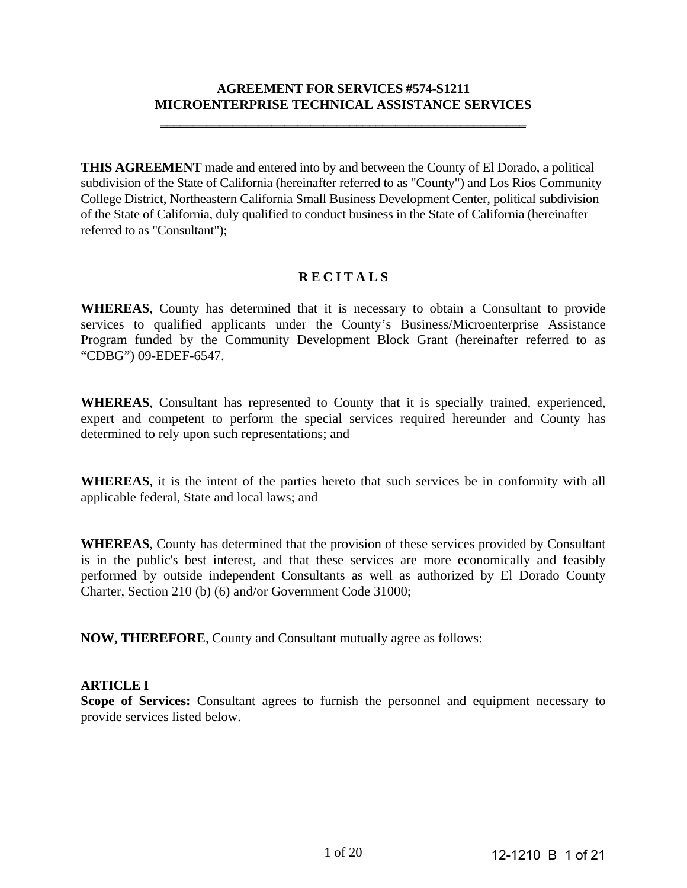# AGREEMENT FOR SERVICES #574-S1211
# MICROENTERPRISE TECHNICAL ASSISTANCE SERVICES

---

**THIS AGREEMENT** made and entered into by and between the County of El Dorado, a political subdivision of the State of California (hereinafter referred to as "County") and Los Rios Community College District, Northeastern California Small Business Development Center, political subdivision of the State of California, duly qualified to conduct business in the State of California (hereinafter referred to as "Consultant");

## R E C I T A L S

**WHEREAS**, County has determined that it is necessary to obtain a Consultant to provide services to qualified applicants under the County's Business/Microenterprise Assistance Program funded by the Community Development Block Grant (hereinafter referred to as "CDBG") 09-EDEF-6547.

**WHEREAS**, Consultant has represented to County that it is specially trained, experienced, expert and competent to perform the special services required hereunder and County has determined to rely upon such representations; and

**WHEREAS**, it is the intent of the parties hereto that such services be in conformity with all applicable federal, State and local laws; and

**WHEREAS**, County has determined that the provision of these services provided by Consultant is in the public's best interest, and that these services are more economically and feasibly performed by outside independent Consultants as well as authorized by El Dorado County Charter, Section 210 (b) (6) and/or Government Code 31000;

**NOW, THEREFORE**, County and Consultant mutually agree as follows:

**ARTICLE I**
**Scope of Services:** Consultant agrees to furnish the personnel and equipment necessary to provide services listed below.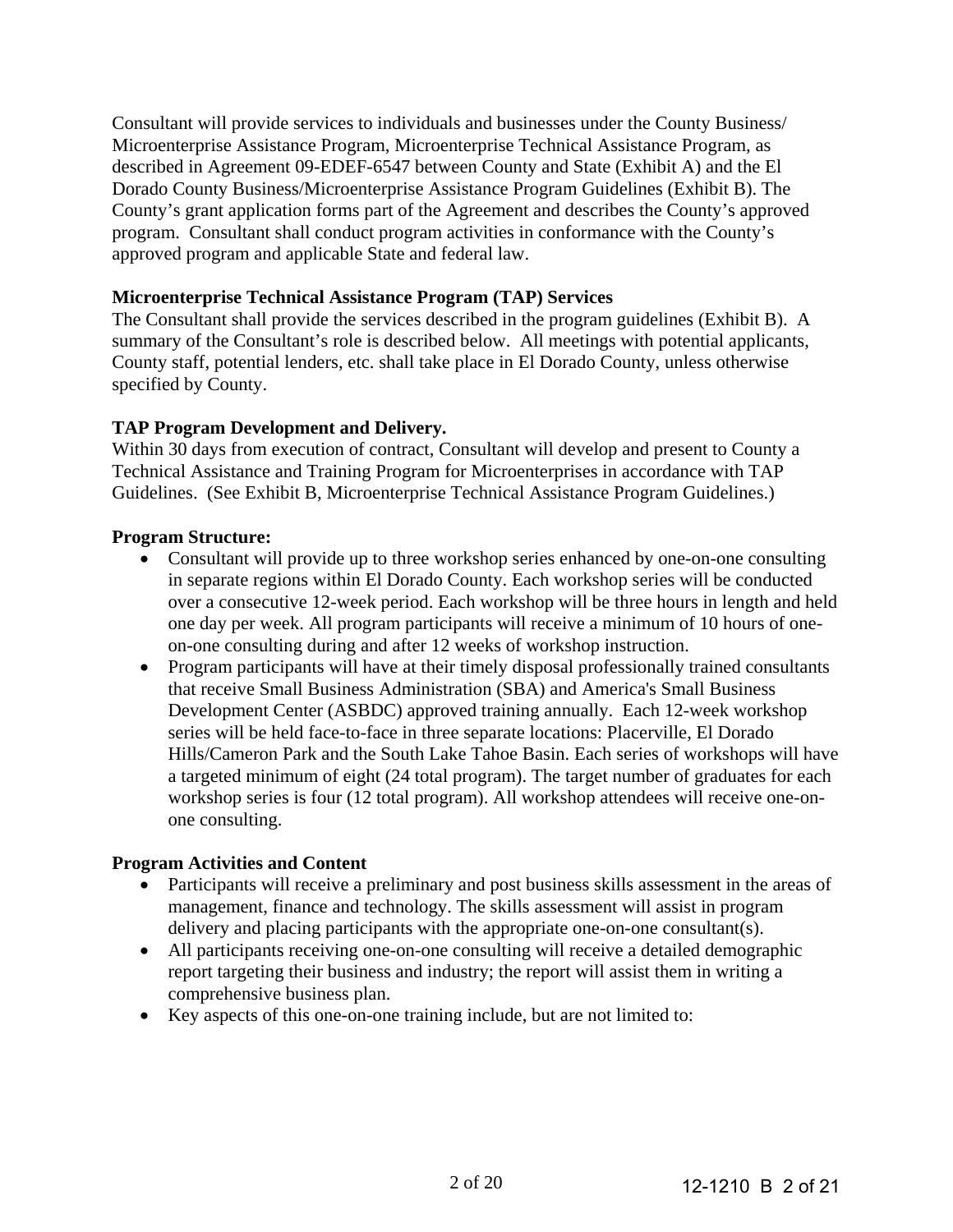Consultant will provide services to individuals and businesses under the County Business/ Microenterprise Assistance Program, Microenterprise Technical Assistance Program, as described in Agreement 09-EDEF-6547 between County and State (Exhibit A) and the El Dorado County Business/Microenterprise Assistance Program Guidelines (Exhibit B). The County's grant application forms part of the Agreement and describes the County's approved program. Consultant shall conduct program activities in conformance with the County's approved program and applicable State and federal law.

**Microenterprise Technical Assistance Program (TAP) Services**

The Consultant shall provide the services described in the program guidelines (Exhibit B). A summary of the Consultant's role is described below. All meetings with potential applicants, County staff, potential lenders, etc. shall take place in El Dorado County, unless otherwise specified by County.

**TAP Program Development and Delivery.**

Within 30 days from execution of contract, Consultant will develop and present to County a Technical Assistance and Training Program for Microenterprises in accordance with TAP Guidelines. (See Exhibit B, Microenterprise Technical Assistance Program Guidelines.)

**Program Structure:**

- Consultant will provide up to three workshop series enhanced by one-on-one consulting in separate regions within El Dorado County. Each workshop series will be conducted over a consecutive 12-week period. Each workshop will be three hours in length and held one day per week. All program participants will receive a minimum of 10 hours of one-on-one consulting during and after 12 weeks of workshop instruction.
- Program participants will have at their timely disposal professionally trained consultants that receive Small Business Administration (SBA) and America's Small Business Development Center (ASBDC) approved training annually. Each 12-week workshop series will be held face-to-face in three separate locations: Placerville, El Dorado Hills/Cameron Park and the South Lake Tahoe Basin. Each series of workshops will have a targeted minimum of eight (24 total program). The target number of graduates for each workshop series is four (12 total program). All workshop attendees will receive one-on-one consulting.

**Program Activities and Content**

- Participants will receive a preliminary and post business skills assessment in the areas of management, finance and technology. The skills assessment will assist in program delivery and placing participants with the appropriate one-on-one consultant(s).
- All participants receiving one-on-one consulting will receive a detailed demographic report targeting their business and industry; the report will assist them in writing a comprehensive business plan.
- Key aspects of this one-on-one training include, but are not limited to: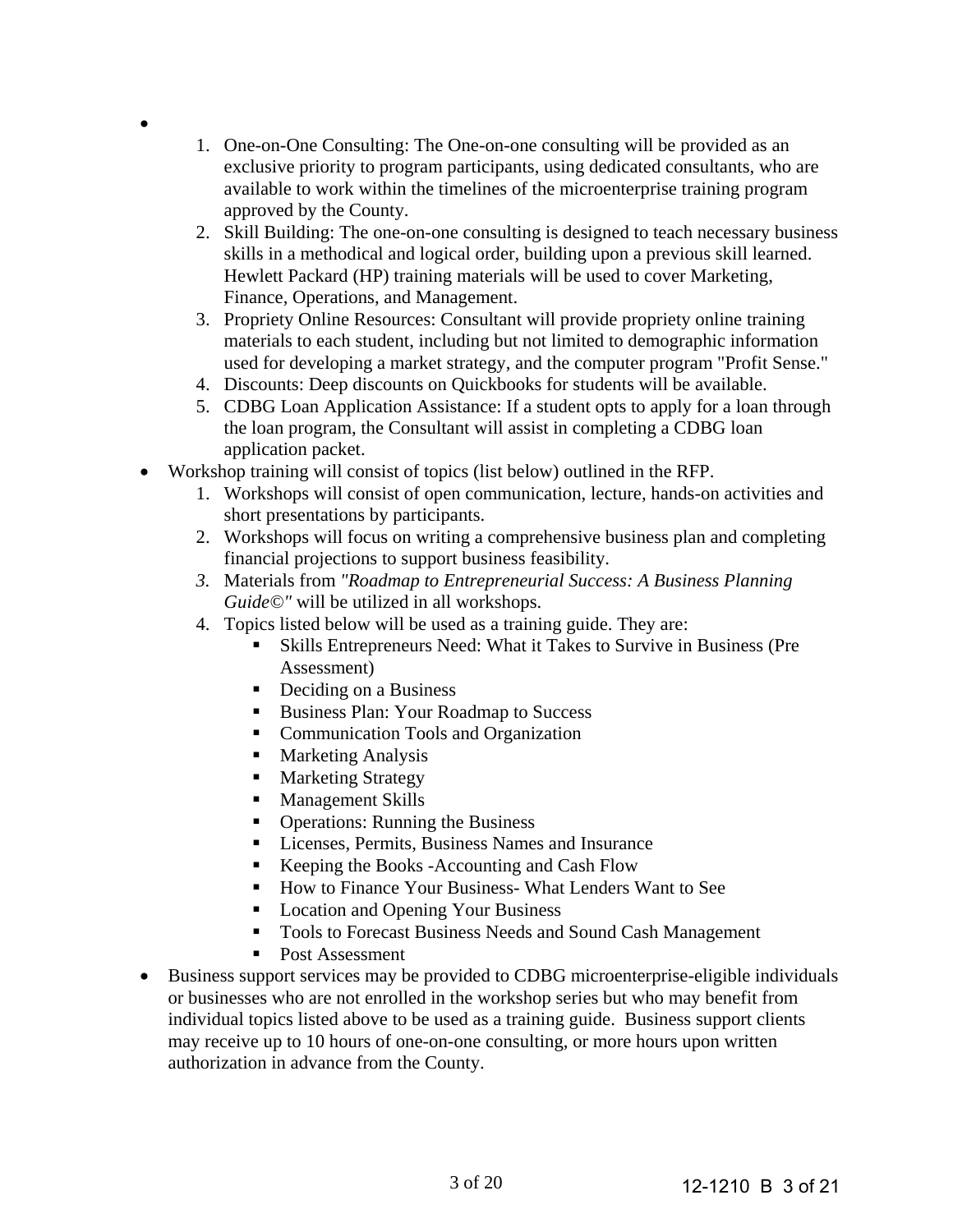- 
    1. One-on-One Consulting: The One-on-one consulting will be provided as an exclusive priority to program participants, using dedicated consultants, who are available to work within the timelines of the microenterprise training program approved by the County.
    2. Skill Building: The one-on-one consulting is designed to teach necessary business skills in a methodical and logical order, building upon a previous skill learned. Hewlett Packard (HP) training materials will be used to cover Marketing, Finance, Operations, and Management.
    3. Propriety Online Resources: Consultant will provide propriety online training materials to each student, including but not limited to demographic information used for developing a market strategy, and the computer program "Profit Sense."
    4. Discounts: Deep discounts on Quickbooks for students will be available.
    5. CDBG Loan Application Assistance: If a student opts to apply for a loan through the loan program, the Consultant will assist in completing a CDBG loan application packet.
- Workshop training will consist of topics (list below) outlined in the RFP.
    1. Workshops will consist of open communication, lecture, hands-on activities and short presentations by participants.
    2. Workshops will focus on writing a comprehensive business plan and completing financial projections to support business feasibility.
    3. Materials from *"Roadmap to Entrepreneurial Success: A Business Planning Guide©"* will be utilized in all workshops.
    4. Topics listed below will be used as a training guide. They are:
        - Skills Entrepreneurs Need: What it Takes to Survive in Business (Pre Assessment)
        - Deciding on a Business
        - Business Plan: Your Roadmap to Success
        - Communication Tools and Organization
        - Marketing Analysis
        - Marketing Strategy
        - Management Skills
        - Operations: Running the Business
        - Licenses, Permits, Business Names and Insurance
        - Keeping the Books -Accounting and Cash Flow
        - How to Finance Your Business- What Lenders Want to See
        - Location and Opening Your Business
        - Tools to Forecast Business Needs and Sound Cash Management
        - Post Assessment
- Business support services may be provided to CDBG microenterprise-eligible individuals or businesses who are not enrolled in the workshop series but who may benefit from individual topics listed above to be used as a training guide. Business support clients may receive up to 10 hours of one-on-one consulting, or more hours upon written authorization in advance from the County.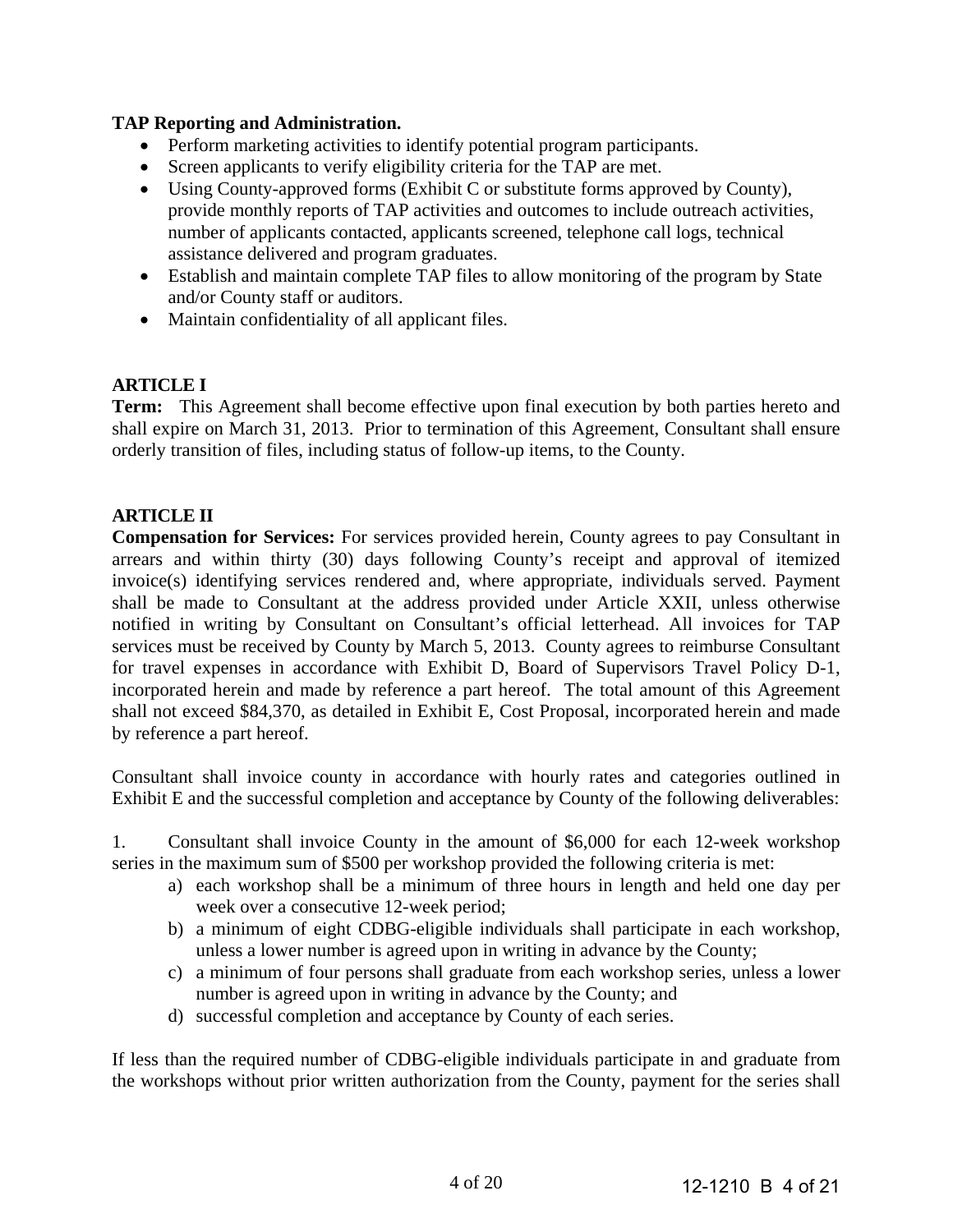**TAP Reporting and Administration.**

- Perform marketing activities to identify potential program participants.
- Screen applicants to verify eligibility criteria for the TAP are met.
- Using County-approved forms (Exhibit C or substitute forms approved by County), provide monthly reports of TAP activities and outcomes to include outreach activities, number of applicants contacted, applicants screened, telephone call logs, technical assistance delivered and program graduates.
- Establish and maintain complete TAP files to allow monitoring of the program by State and/or County staff or auditors.
- Maintain confidentiality of all applicant files.

**ARTICLE I**

**Term:** This Agreement shall become effective upon final execution by both parties hereto and shall expire on March 31, 2013. Prior to termination of this Agreement, Consultant shall ensure orderly transition of files, including status of follow-up items, to the County.

**ARTICLE II**

**Compensation for Services:** For services provided herein, County agrees to pay Consultant in arrears and within thirty (30) days following County's receipt and approval of itemized invoice(s) identifying services rendered and, where appropriate, individuals served. Payment shall be made to Consultant at the address provided under Article XXII, unless otherwise notified in writing by Consultant on Consultant's official letterhead. All invoices for TAP services must be received by County by March 5, 2013. County agrees to reimburse Consultant for travel expenses in accordance with Exhibit D, Board of Supervisors Travel Policy D-1, incorporated herein and made by reference a part hereof. The total amount of this Agreement shall not exceed $84,370, as detailed in Exhibit E, Cost Proposal, incorporated herein and made by reference a part hereof.

Consultant shall invoice county in accordance with hourly rates and categories outlined in Exhibit E and the successful completion and acceptance by County of the following deliverables:

1. Consultant shall invoice County in the amount of $6,000 for each 12-week workshop series in the maximum sum of $500 per workshop provided the following criteria is met:
    a) each workshop shall be a minimum of three hours in length and held one day per week over a consecutive 12-week period;
    b) a minimum of eight CDBG-eligible individuals shall participate in each workshop, unless a lower number is agreed upon in writing in advance by the County;
    c) a minimum of four persons shall graduate from each workshop series, unless a lower number is agreed upon in writing in advance by the County; and
    d) successful completion and acceptance by County of each series.

If less than the required number of CDBG-eligible individuals participate in and graduate from the workshops without prior written authorization from the County, payment for the series shall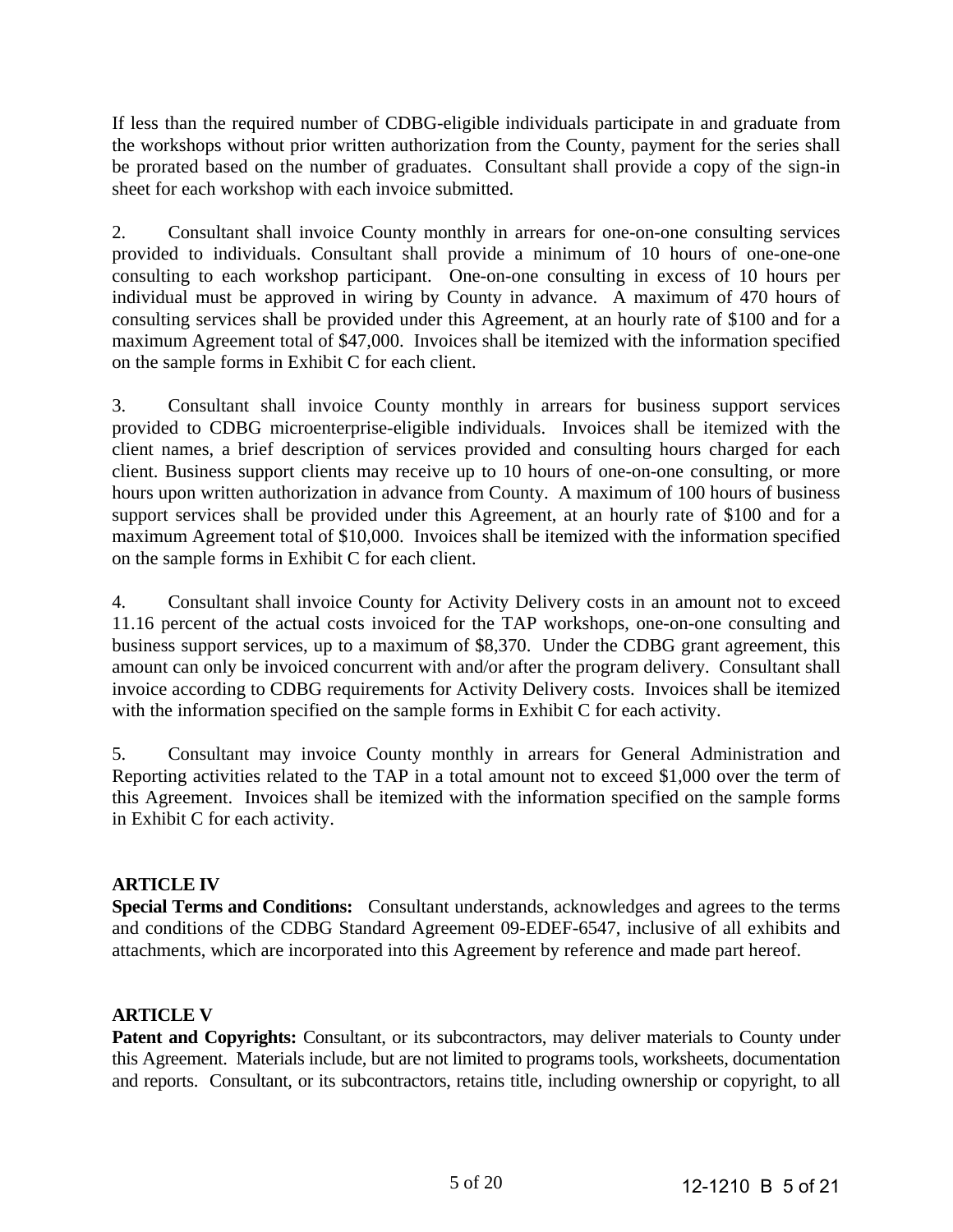If less than the required number of CDBG-eligible individuals participate in and graduate from the workshops without prior written authorization from the County, payment for the series shall be prorated based on the number of graduates. Consultant shall provide a copy of the sign-in sheet for each workshop with each invoice submitted.

2. Consultant shall invoice County monthly in arrears for one-on-one consulting services provided to individuals. Consultant shall provide a minimum of 10 hours of one-one-one consulting to each workshop participant. One-on-one consulting in excess of 10 hours per individual must be approved in wiring by County in advance. A maximum of 470 hours of consulting services shall be provided under this Agreement, at an hourly rate of $100 and for a maximum Agreement total of $47,000. Invoices shall be itemized with the information specified on the sample forms in Exhibit C for each client.

3. Consultant shall invoice County monthly in arrears for business support services provided to CDBG microenterprise-eligible individuals. Invoices shall be itemized with the client names, a brief description of services provided and consulting hours charged for each client. Business support clients may receive up to 10 hours of one-on-one consulting, or more hours upon written authorization in advance from County. A maximum of 100 hours of business support services shall be provided under this Agreement, at an hourly rate of $100 and for a maximum Agreement total of $10,000. Invoices shall be itemized with the information specified on the sample forms in Exhibit C for each client.

4. Consultant shall invoice County for Activity Delivery costs in an amount not to exceed 11.16 percent of the actual costs invoiced for the TAP workshops, one-on-one consulting and business support services, up to a maximum of $8,370. Under the CDBG grant agreement, this amount can only be invoiced concurrent with and/or after the program delivery. Consultant shall invoice according to CDBG requirements for Activity Delivery costs. Invoices shall be itemized with the information specified on the sample forms in Exhibit C for each activity.

5. Consultant may invoice County monthly in arrears for General Administration and Reporting activities related to the TAP in a total amount not to exceed $1,000 over the term of this Agreement. Invoices shall be itemized with the information specified on the sample forms in Exhibit C for each activity.

**ARTICLE IV**

**Special Terms and Conditions:** Consultant understands, acknowledges and agrees to the terms and conditions of the CDBG Standard Agreement 09-EDEF-6547, inclusive of all exhibits and attachments, which are incorporated into this Agreement by reference and made part hereof.

**ARTICLE V**

**Patent and Copyrights:** Consultant, or its subcontractors, may deliver materials to County under this Agreement. Materials include, but are not limited to programs tools, worksheets, documentation and reports. Consultant, or its subcontractors, retains title, including ownership or copyright, to all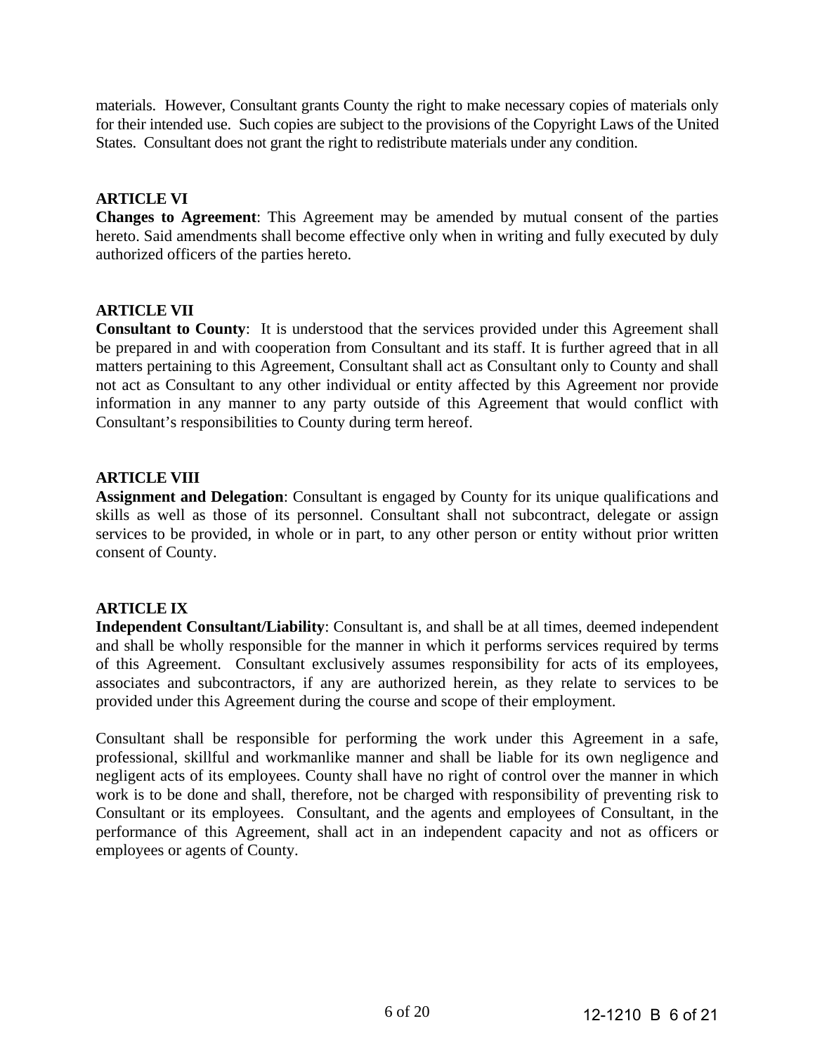materials. However, Consultant grants County the right to make necessary copies of materials only for their intended use. Such copies are subject to the provisions of the Copyright Laws of the United States. Consultant does not grant the right to redistribute materials under any condition.

**ARTICLE VI**

**Changes to Agreement**: This Agreement may be amended by mutual consent of the parties hereto. Said amendments shall become effective only when in writing and fully executed by duly authorized officers of the parties hereto.

**ARTICLE VII**

**Consultant to County**: It is understood that the services provided under this Agreement shall be prepared in and with cooperation from Consultant and its staff. It is further agreed that in all matters pertaining to this Agreement, Consultant shall act as Consultant only to County and shall not act as Consultant to any other individual or entity affected by this Agreement nor provide information in any manner to any party outside of this Agreement that would conflict with Consultant's responsibilities to County during term hereof.

**ARTICLE VIII**

**Assignment and Delegation**: Consultant is engaged by County for its unique qualifications and skills as well as those of its personnel. Consultant shall not subcontract, delegate or assign services to be provided, in whole or in part, to any other person or entity without prior written consent of County.

**ARTICLE IX**

**Independent Consultant/Liability**: Consultant is, and shall be at all times, deemed independent and shall be wholly responsible for the manner in which it performs services required by terms of this Agreement. Consultant exclusively assumes responsibility for acts of its employees, associates and subcontractors, if any are authorized herein, as they relate to services to be provided under this Agreement during the course and scope of their employment.

Consultant shall be responsible for performing the work under this Agreement in a safe, professional, skillful and workmanlike manner and shall be liable for its own negligence and negligent acts of its employees. County shall have no right of control over the manner in which work is to be done and shall, therefore, not be charged with responsibility of preventing risk to Consultant or its employees. Consultant, and the agents and employees of Consultant, in the performance of this Agreement, shall act in an independent capacity and not as officers or employees or agents of County.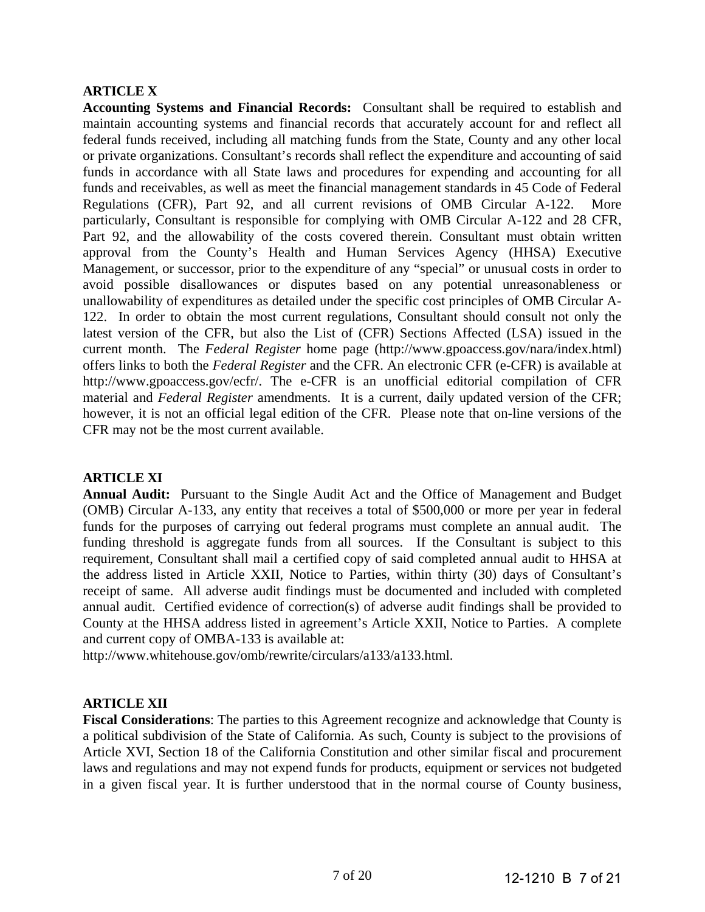## ARTICLE X

**Accounting Systems and Financial Records:** Consultant shall be required to establish and maintain accounting systems and financial records that accurately account for and reflect all federal funds received, including all matching funds from the State, County and any other local or private organizations. Consultant's records shall reflect the expenditure and accounting of said funds in accordance with all State laws and procedures for expending and accounting for all funds and receivables, as well as meet the financial management standards in 45 Code of Federal Regulations (CFR), Part 92, and all current revisions of OMB Circular A-122. More particularly, Consultant is responsible for complying with OMB Circular A-122 and 28 CFR, Part 92, and the allowability of the costs covered therein. Consultant must obtain written approval from the County's Health and Human Services Agency (HHSA) Executive Management, or successor, prior to the expenditure of any "special" or unusual costs in order to avoid possible disallowances or disputes based on any potential unreasonableness or unallowability of expenditures as detailed under the specific cost principles of OMB Circular A-122. In order to obtain the most current regulations, Consultant should consult not only the latest version of the CFR, but also the List of (CFR) Sections Affected (LSA) issued in the current month. The *Federal Register* home page (http://www.gpoaccess.gov/nara/index.html) offers links to both the *Federal Register* and the CFR. An electronic CFR (e-CFR) is available at http://www.gpoaccess.gov/ecfr/. The e-CFR is an unofficial editorial compilation of CFR material and *Federal Register* amendments. It is a current, daily updated version of the CFR; however, it is not an official legal edition of the CFR. Please note that on-line versions of the CFR may not be the most current available.

## ARTICLE XI

**Annual Audit:** Pursuant to the Single Audit Act and the Office of Management and Budget (OMB) Circular A-133, any entity that receives a total of $500,000 or more per year in federal funds for the purposes of carrying out federal programs must complete an annual audit. The funding threshold is aggregate funds from all sources. If the Consultant is subject to this requirement, Consultant shall mail a certified copy of said completed annual audit to HHSA at the address listed in Article XXII, Notice to Parties, within thirty (30) days of Consultant's receipt of same. All adverse audit findings must be documented and included with completed annual audit. Certified evidence of correction(s) of adverse audit findings shall be provided to County at the HHSA address listed in agreement's Article XXII, Notice to Parties. A complete and current copy of OMBA-133 is available at:
http://www.whitehouse.gov/omb/rewrite/circulars/a133/a133.html.

## ARTICLE XII

**Fiscal Considerations**: The parties to this Agreement recognize and acknowledge that County is a political subdivision of the State of California. As such, County is subject to the provisions of Article XVI, Section 18 of the California Constitution and other similar fiscal and procurement laws and regulations and may not expend funds for products, equipment or services not budgeted in a given fiscal year. It is further understood that in the normal course of County business,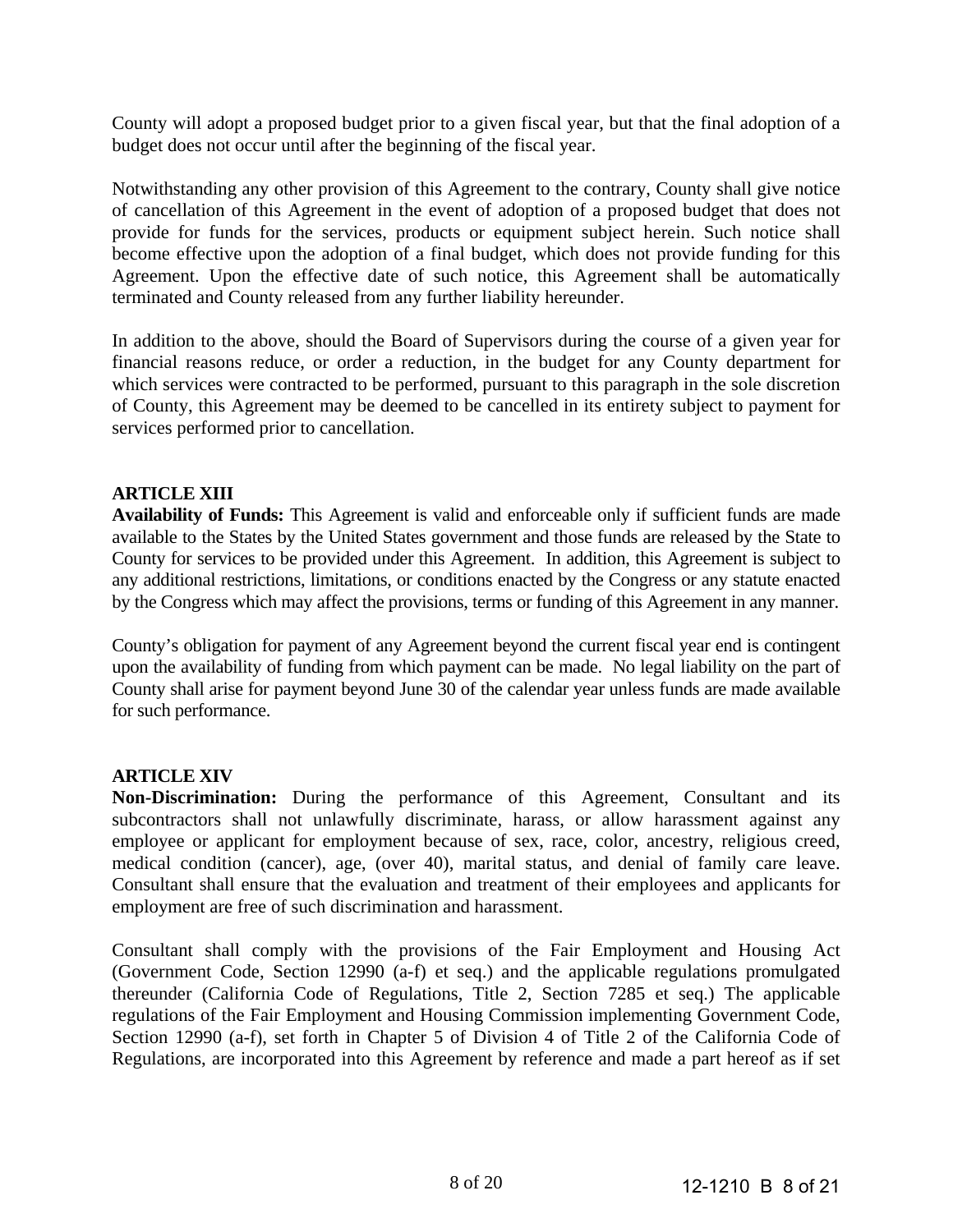County will adopt a proposed budget prior to a given fiscal year, but that the final adoption of a budget does not occur until after the beginning of the fiscal year.

Notwithstanding any other provision of this Agreement to the contrary, County shall give notice of cancellation of this Agreement in the event of adoption of a proposed budget that does not provide for funds for the services, products or equipment subject herein. Such notice shall become effective upon the adoption of a final budget, which does not provide funding for this Agreement. Upon the effective date of such notice, this Agreement shall be automatically terminated and County released from any further liability hereunder.

In addition to the above, should the Board of Supervisors during the course of a given year for financial reasons reduce, or order a reduction, in the budget for any County department for which services were contracted to be performed, pursuant to this paragraph in the sole discretion of County, this Agreement may be deemed to be cancelled in its entirety subject to payment for services performed prior to cancellation.

**ARTICLE XIII**

**Availability of Funds:** This Agreement is valid and enforceable only if sufficient funds are made available to the States by the United States government and those funds are released by the State to County for services to be provided under this Agreement. In addition, this Agreement is subject to any additional restrictions, limitations, or conditions enacted by the Congress or any statute enacted by the Congress which may affect the provisions, terms or funding of this Agreement in any manner.

County's obligation for payment of any Agreement beyond the current fiscal year end is contingent upon the availability of funding from which payment can be made. No legal liability on the part of County shall arise for payment beyond June 30 of the calendar year unless funds are made available for such performance.

**ARTICLE XIV**

**Non-Discrimination:** During the performance of this Agreement, Consultant and its subcontractors shall not unlawfully discriminate, harass, or allow harassment against any employee or applicant for employment because of sex, race, color, ancestry, religious creed, medical condition (cancer), age, (over 40), marital status, and denial of family care leave. Consultant shall ensure that the evaluation and treatment of their employees and applicants for employment are free of such discrimination and harassment.

Consultant shall comply with the provisions of the Fair Employment and Housing Act (Government Code, Section 12990 (a-f) et seq.) and the applicable regulations promulgated thereunder (California Code of Regulations, Title 2, Section 7285 et seq.) The applicable regulations of the Fair Employment and Housing Commission implementing Government Code, Section 12990 (a-f), set forth in Chapter 5 of Division 4 of Title 2 of the California Code of Regulations, are incorporated into this Agreement by reference and made a part hereof as if set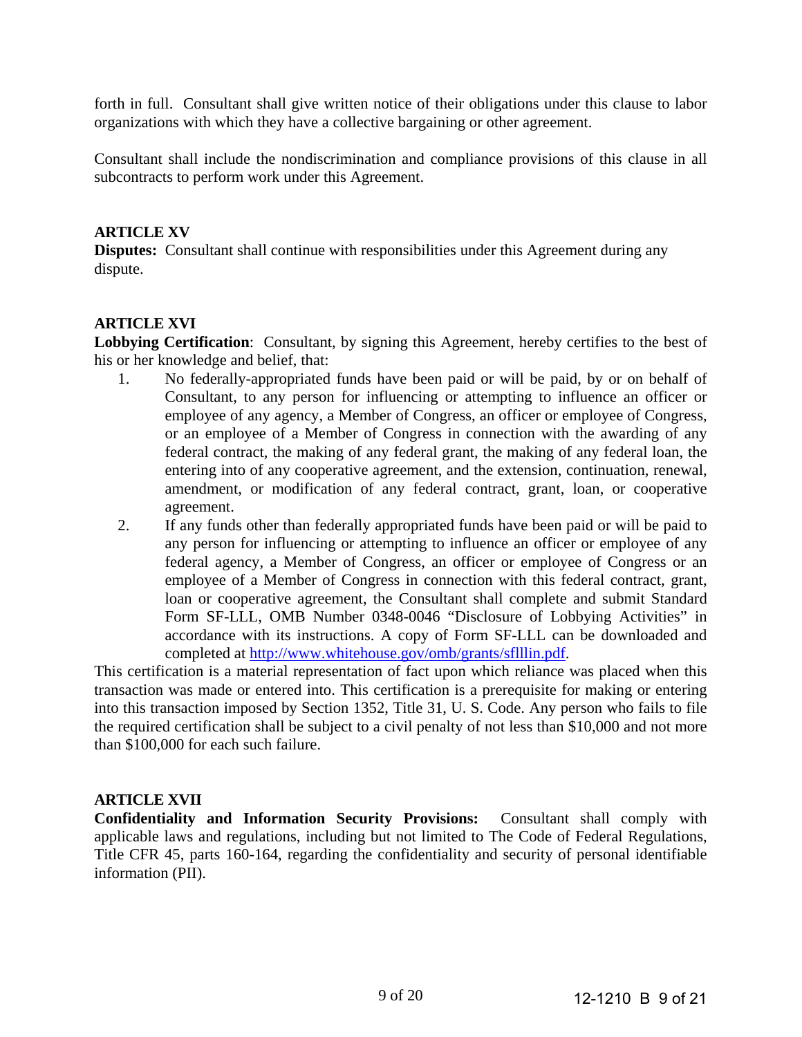forth in full. Consultant shall give written notice of their obligations under this clause to labor organizations with which they have a collective bargaining or other agreement.

Consultant shall include the nondiscrimination and compliance provisions of this clause in all subcontracts to perform work under this Agreement.

**ARTICLE XV**

**Disputes:** Consultant shall continue with responsibilities under this Agreement during any dispute.

**ARTICLE XVI**

**Lobbying Certification**: Consultant, by signing this Agreement, hereby certifies to the best of his or her knowledge and belief, that:

1. No federally-appropriated funds have been paid or will be paid, by or on behalf of Consultant, to any person for influencing or attempting to influence an officer or employee of any agency, a Member of Congress, an officer or employee of Congress, or an employee of a Member of Congress in connection with the awarding of any federal contract, the making of any federal grant, the making of any federal loan, the entering into of any cooperative agreement, and the extension, continuation, renewal, amendment, or modification of any federal contract, grant, loan, or cooperative agreement.
2. If any funds other than federally appropriated funds have been paid or will be paid to any person for influencing or attempting to influence an officer or employee of any federal agency, a Member of Congress, an officer or employee of Congress or an employee of a Member of Congress in connection with this federal contract, grant, loan or cooperative agreement, the Consultant shall complete and submit Standard Form SF-LLL, OMB Number 0348-0046 "Disclosure of Lobbying Activities" in accordance with its instructions. A copy of Form SF-LLL can be downloaded and completed at http://www.whitehouse.gov/omb/grants/sflllin.pdf.

This certification is a material representation of fact upon which reliance was placed when this transaction was made or entered into. This certification is a prerequisite for making or entering into this transaction imposed by Section 1352, Title 31, U. S. Code. Any person who fails to file the required certification shall be subject to a civil penalty of not less than $10,000 and not more than $100,000 for each such failure.

**ARTICLE XVII**

**Confidentiality and Information Security Provisions:** Consultant shall comply with applicable laws and regulations, including but not limited to The Code of Federal Regulations, Title CFR 45, parts 160-164, regarding the confidentiality and security of personal identifiable information (PII).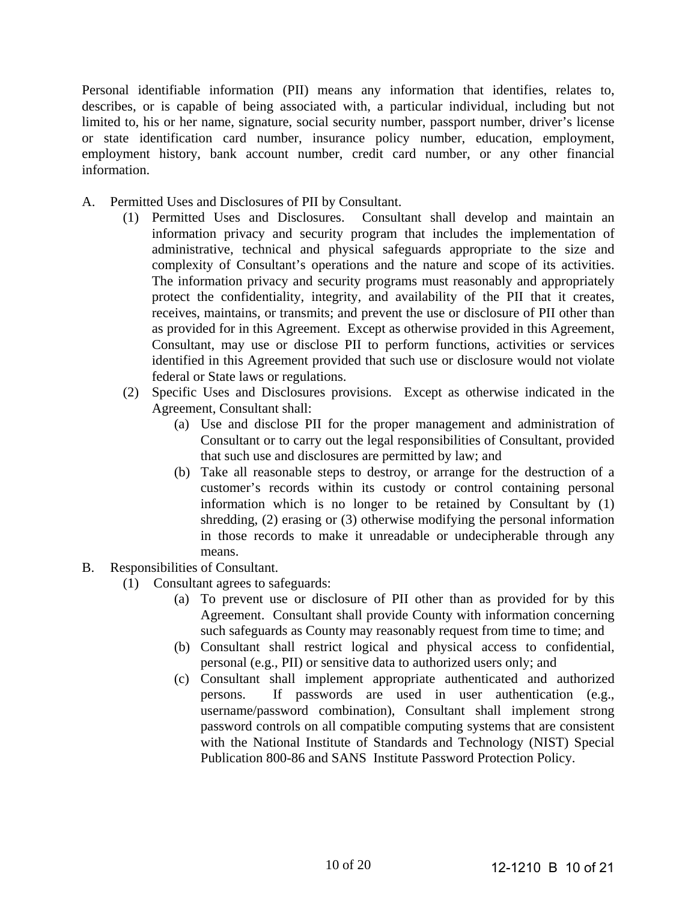Personal identifiable information (PII) means any information that identifies, relates to, describes, or is capable of being associated with, a particular individual, including but not limited to, his or her name, signature, social security number, passport number, driver's license or state identification card number, insurance policy number, education, employment, employment history, bank account number, credit card number, or any other financial information.

A. Permitted Uses and Disclosures of PII by Consultant.

   (1) Permitted Uses and Disclosures. Consultant shall develop and maintain an information privacy and security program that includes the implementation of administrative, technical and physical safeguards appropriate to the size and complexity of Consultant's operations and the nature and scope of its activities. The information privacy and security programs must reasonably and appropriately protect the confidentiality, integrity, and availability of the PII that it creates, receives, maintains, or transmits; and prevent the use or disclosure of PII other than as provided for in this Agreement. Except as otherwise provided in this Agreement, Consultant, may use or disclose PII to perform functions, activities or services identified in this Agreement provided that such use or disclosure would not violate federal or State laws or regulations.

   (2) Specific Uses and Disclosures provisions. Except as otherwise indicated in the Agreement, Consultant shall:

      (a) Use and disclose PII for the proper management and administration of Consultant or to carry out the legal responsibilities of Consultant, provided that such use and disclosures are permitted by law; and

      (b) Take all reasonable steps to destroy, or arrange for the destruction of a customer's records within its custody or control containing personal information which is no longer to be retained by Consultant by (1) shredding, (2) erasing or (3) otherwise modifying the personal information in those records to make it unreadable or undecipherable through any means.

B. Responsibilities of Consultant.

   (1) Consultant agrees to safeguards:

      (a) To prevent use or disclosure of PII other than as provided for by this Agreement. Consultant shall provide County with information concerning such safeguards as County may reasonably request from time to time; and

      (b) Consultant shall restrict logical and physical access to confidential, personal (e.g., PII) or sensitive data to authorized users only; and

      (c) Consultant shall implement appropriate authenticated and authorized persons. If passwords are used in user authentication (e.g., username/password combination), Consultant shall implement strong password controls on all compatible computing systems that are consistent with the National Institute of Standards and Technology (NIST) Special Publication 800-86 and SANS Institute Password Protection Policy.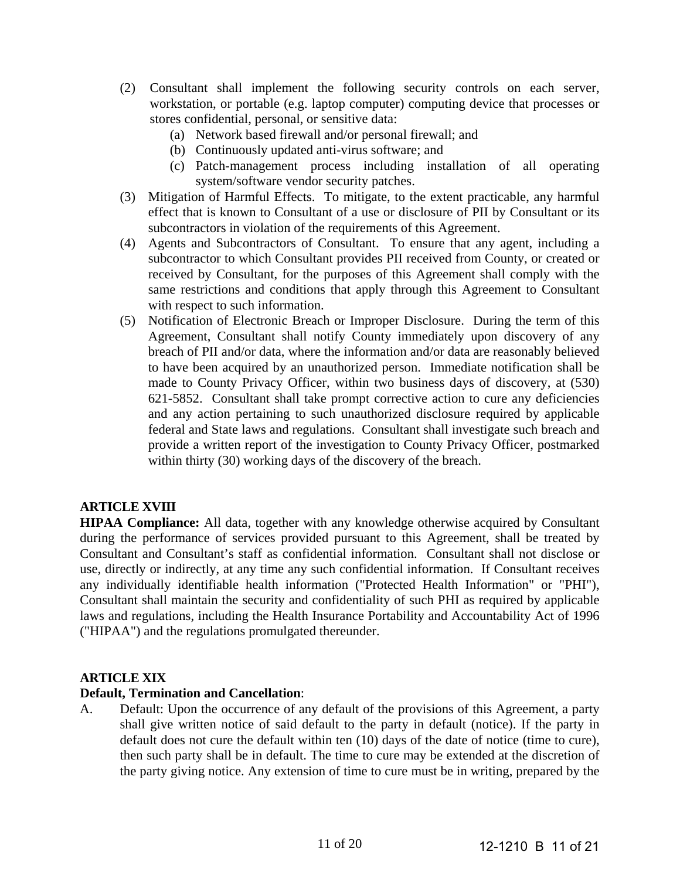(2) Consultant shall implement the following security controls on each server, workstation, or portable (e.g. laptop computer) computing device that processes or stores confidential, personal, or sensitive data:

   (a) Network based firewall and/or personal firewall; and
   
   (b) Continuously updated anti-virus software; and
   
   (c) Patch-management process including installation of all operating system/software vendor security patches.

(3) Mitigation of Harmful Effects. To mitigate, to the extent practicable, any harmful effect that is known to Consultant of a use or disclosure of PII by Consultant or its subcontractors in violation of the requirements of this Agreement.

(4) Agents and Subcontractors of Consultant. To ensure that any agent, including a subcontractor to which Consultant provides PII received from County, or created or received by Consultant, for the purposes of this Agreement shall comply with the same restrictions and conditions that apply through this Agreement to Consultant with respect to such information.

(5) Notification of Electronic Breach or Improper Disclosure. During the term of this Agreement, Consultant shall notify County immediately upon discovery of any breach of PII and/or data, where the information and/or data are reasonably believed to have been acquired by an unauthorized person. Immediate notification shall be made to County Privacy Officer, within two business days of discovery, at (530) 621-5852. Consultant shall take prompt corrective action to cure any deficiencies and any action pertaining to such unauthorized disclosure required by applicable federal and State laws and regulations. Consultant shall investigate such breach and provide a written report of the investigation to County Privacy Officer, postmarked within thirty (30) working days of the discovery of the breach.

**ARTICLE XVIII**

**HIPAA Compliance:** All data, together with any knowledge otherwise acquired by Consultant during the performance of services provided pursuant to this Agreement, shall be treated by Consultant and Consultant's staff as confidential information. Consultant shall not disclose or use, directly or indirectly, at any time any such confidential information. If Consultant receives any individually identifiable health information ("Protected Health Information" or "PHI"), Consultant shall maintain the security and confidentiality of such PHI as required by applicable laws and regulations, including the Health Insurance Portability and Accountability Act of 1996 ("HIPAA") and the regulations promulgated thereunder.

**ARTICLE XIX**

**Default, Termination and Cancellation**:

A. Default: Upon the occurrence of any default of the provisions of this Agreement, a party shall give written notice of said default to the party in default (notice). If the party in default does not cure the default within ten (10) days of the date of notice (time to cure), then such party shall be in default. The time to cure may be extended at the discretion of the party giving notice. Any extension of time to cure must be in writing, prepared by the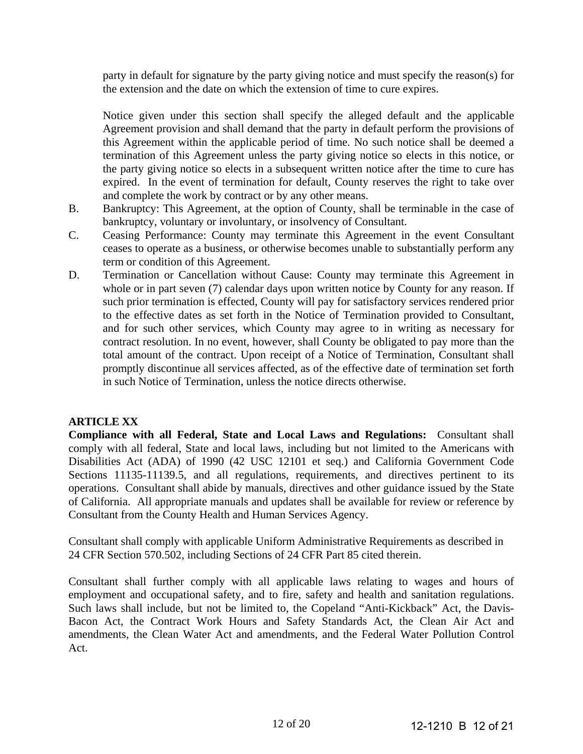party in default for signature by the party giving notice and must specify the reason(s) for the extension and the date on which the extension of time to cure expires.

Notice given under this section shall specify the alleged default and the applicable Agreement provision and shall demand that the party in default perform the provisions of this Agreement within the applicable period of time. No such notice shall be deemed a termination of this Agreement unless the party giving notice so elects in this notice, or the party giving notice so elects in a subsequent written notice after the time to cure has expired. In the event of termination for default, County reserves the right to take over and complete the work by contract or by any other means.

B. Bankruptcy: This Agreement, at the option of County, shall be terminable in the case of bankruptcy, voluntary or involuntary, or insolvency of Consultant.

C. Ceasing Performance: County may terminate this Agreement in the event Consultant ceases to operate as a business, or otherwise becomes unable to substantially perform any term or condition of this Agreement.

D. Termination or Cancellation without Cause: County may terminate this Agreement in whole or in part seven (7) calendar days upon written notice by County for any reason. If such prior termination is effected, County will pay for satisfactory services rendered prior to the effective dates as set forth in the Notice of Termination provided to Consultant, and for such other services, which County may agree to in writing as necessary for contract resolution. In no event, however, shall County be obligated to pay more than the total amount of the contract. Upon receipt of a Notice of Termination, Consultant shall promptly discontinue all services affected, as of the effective date of termination set forth in such Notice of Termination, unless the notice directs otherwise.

**ARTICLE XX**

**Compliance with all Federal, State and Local Laws and Regulations:** Consultant shall comply with all federal, State and local laws, including but not limited to the Americans with Disabilities Act (ADA) of 1990 (42 USC 12101 et seq.) and California Government Code Sections 11135-11139.5, and all regulations, requirements, and directives pertinent to its operations. Consultant shall abide by manuals, directives and other guidance issued by the State of California. All appropriate manuals and updates shall be available for review or reference by Consultant from the County Health and Human Services Agency.

Consultant shall comply with applicable Uniform Administrative Requirements as described in 24 CFR Section 570.502, including Sections of 24 CFR Part 85 cited therein.

Consultant shall further comply with all applicable laws relating to wages and hours of employment and occupational safety, and to fire, safety and health and sanitation regulations. Such laws shall include, but not be limited to, the Copeland "Anti-Kickback" Act, the Davis-Bacon Act, the Contract Work Hours and Safety Standards Act, the Clean Air Act and amendments, the Clean Water Act and amendments, and the Federal Water Pollution Control Act.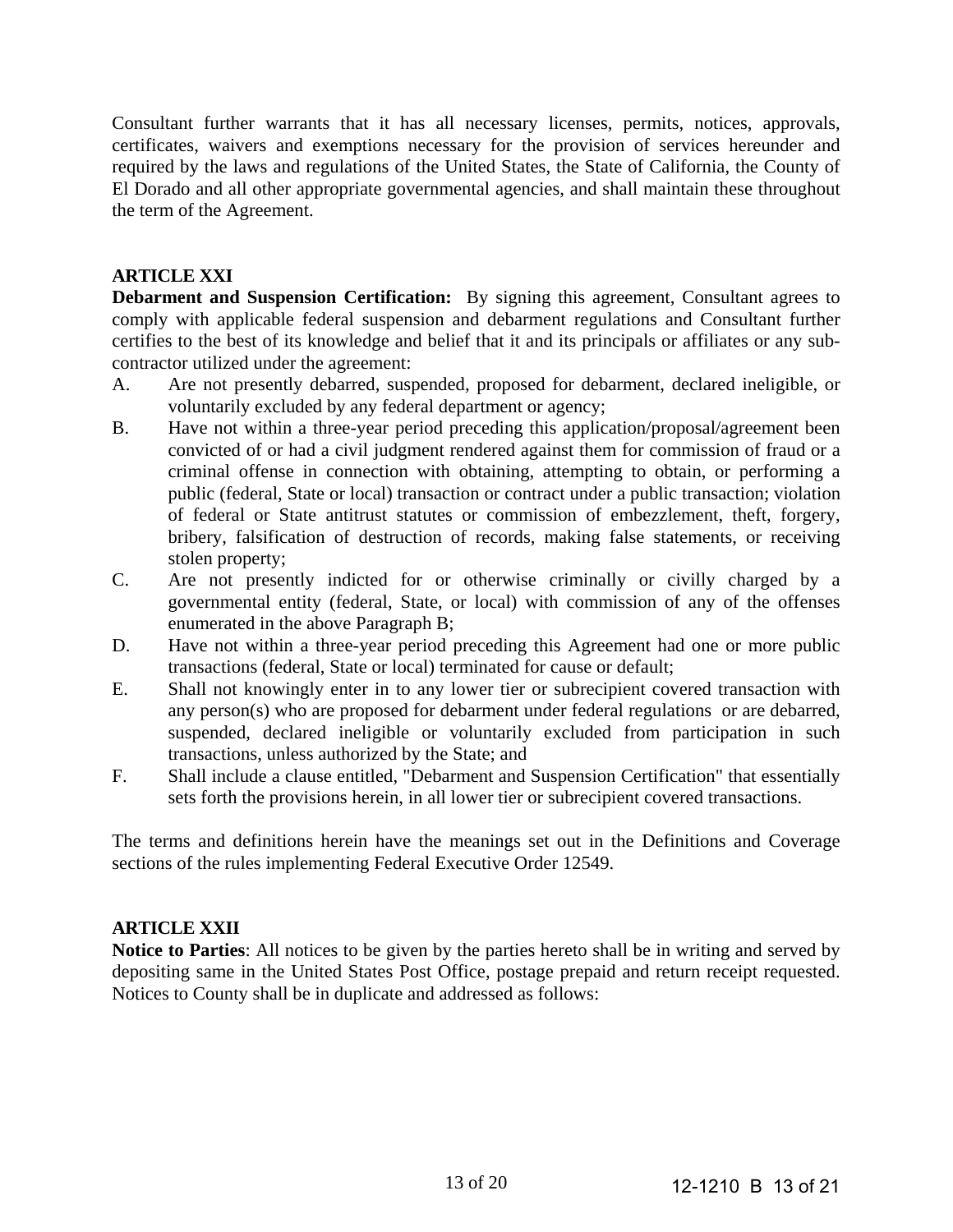Consultant further warrants that it has all necessary licenses, permits, notices, approvals, certificates, waivers and exemptions necessary for the provision of services hereunder and required by the laws and regulations of the United States, the State of California, the County of El Dorado and all other appropriate governmental agencies, and shall maintain these throughout the term of the Agreement.

**ARTICLE XXI**

**Debarment and Suspension Certification:** By signing this agreement, Consultant agrees to comply with applicable federal suspension and debarment regulations and Consultant further certifies to the best of its knowledge and belief that it and its principals or affiliates or any sub-contractor utilized under the agreement:

A. Are not presently debarred, suspended, proposed for debarment, declared ineligible, or voluntarily excluded by any federal department or agency;

B. Have not within a three-year period preceding this application/proposal/agreement been convicted of or had a civil judgment rendered against them for commission of fraud or a criminal offense in connection with obtaining, attempting to obtain, or performing a public (federal, State or local) transaction or contract under a public transaction; violation of federal or State antitrust statutes or commission of embezzlement, theft, forgery, bribery, falsification of destruction of records, making false statements, or receiving stolen property;

C. Are not presently indicted for or otherwise criminally or civilly charged by a governmental entity (federal, State, or local) with commission of any of the offenses enumerated in the above Paragraph B;

D. Have not within a three-year period preceding this Agreement had one or more public transactions (federal, State or local) terminated for cause or default;

E. Shall not knowingly enter in to any lower tier or subrecipient covered transaction with any person(s) who are proposed for debarment under federal regulations or are debarred, suspended, declared ineligible or voluntarily excluded from participation in such transactions, unless authorized by the State; and

F. Shall include a clause entitled, "Debarment and Suspension Certification" that essentially sets forth the provisions herein, in all lower tier or subrecipient covered transactions.

The terms and definitions herein have the meanings set out in the Definitions and Coverage sections of the rules implementing Federal Executive Order 12549.

**ARTICLE XXII**

**Notice to Parties**: All notices to be given by the parties hereto shall be in writing and served by depositing same in the United States Post Office, postage prepaid and return receipt requested. Notices to County shall be in duplicate and addressed as follows: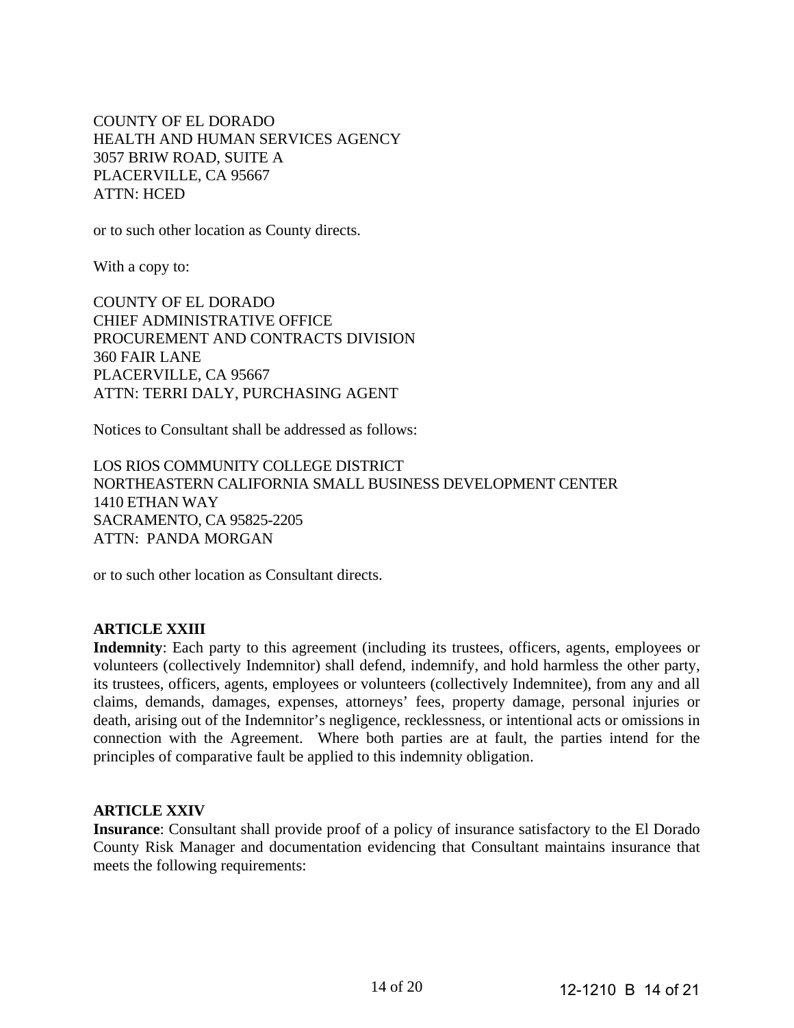COUNTY OF EL DORADO
HEALTH AND HUMAN SERVICES AGENCY
3057 BRIW ROAD, SUITE A
PLACERVILLE, CA 95667
ATTN: HCED

or to such other location as County directs.

With a copy to:

COUNTY OF EL DORADO
CHIEF ADMINISTRATIVE OFFICE
PROCUREMENT AND CONTRACTS DIVISION
360 FAIR LANE
PLACERVILLE, CA 95667
ATTN: TERRI DALY, PURCHASING AGENT

Notices to Consultant shall be addressed as follows:

LOS RIOS COMMUNITY COLLEGE DISTRICT
NORTHEASTERN CALIFORNIA SMALL BUSINESS DEVELOPMENT CENTER
1410 ETHAN WAY
SACRAMENTO, CA 95825-2205
ATTN: PANDA MORGAN

or to such other location as Consultant directs.

**ARTICLE XXIII**

**Indemnity**: Each party to this agreement (including its trustees, officers, agents, employees or volunteers (collectively Indemnitor) shall defend, indemnify, and hold harmless the other party, its trustees, officers, agents, employees or volunteers (collectively Indemnitee), from any and all claims, demands, damages, expenses, attorneys' fees, property damage, personal injuries or death, arising out of the Indemnitor's negligence, recklessness, or intentional acts or omissions in connection with the Agreement. Where both parties are at fault, the parties intend for the principles of comparative fault be applied to this indemnity obligation.

**ARTICLE XXIV**

**Insurance**: Consultant shall provide proof of a policy of insurance satisfactory to the El Dorado County Risk Manager and documentation evidencing that Consultant maintains insurance that meets the following requirements: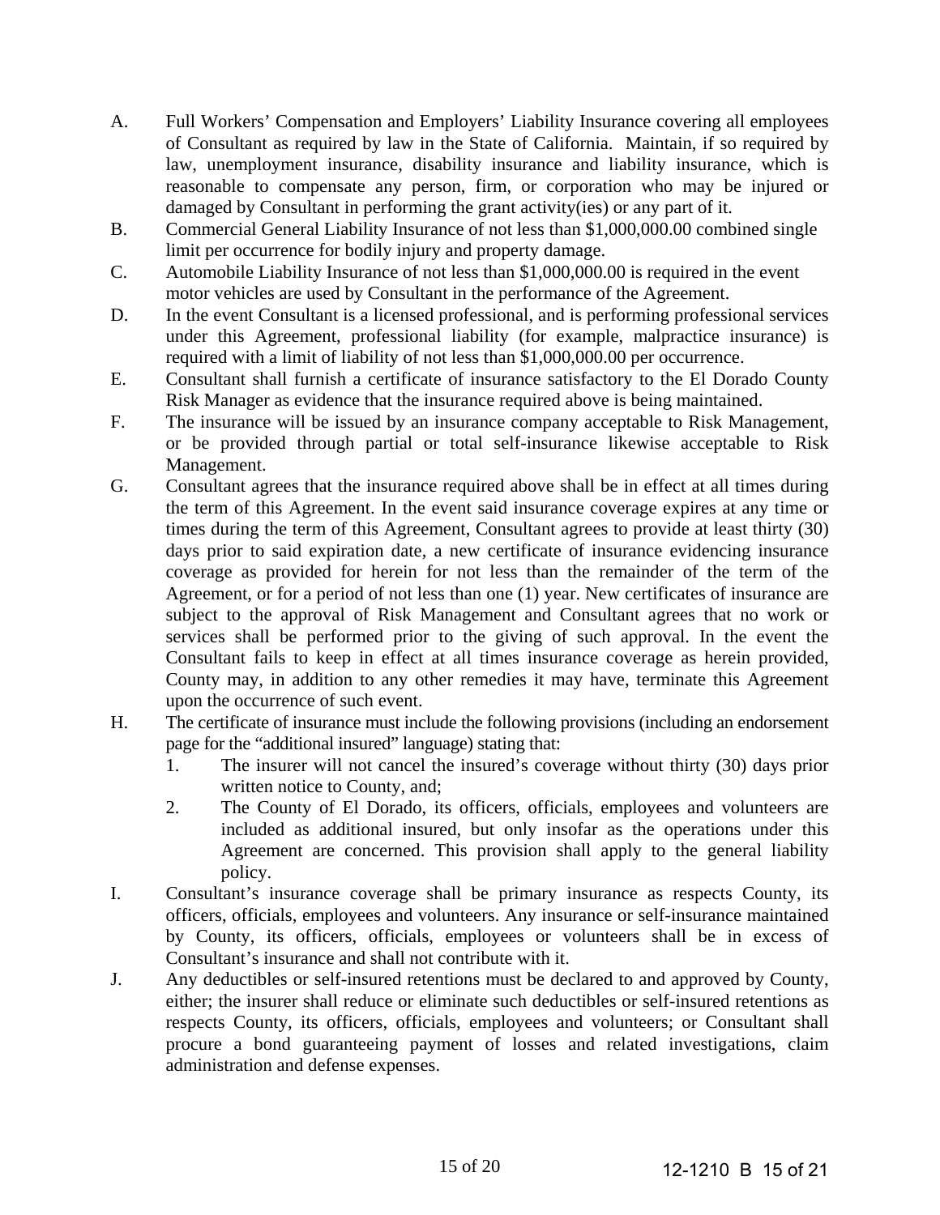A. Full Workers' Compensation and Employers' Liability Insurance covering all employees of Consultant as required by law in the State of California. Maintain, if so required by law, unemployment insurance, disability insurance and liability insurance, which is reasonable to compensate any person, firm, or corporation who may be injured or damaged by Consultant in performing the grant activity(ies) or any part of it.

B. Commercial General Liability Insurance of not less than $1,000,000.00 combined single limit per occurrence for bodily injury and property damage.

C. Automobile Liability Insurance of not less than $1,000,000.00 is required in the event motor vehicles are used by Consultant in the performance of the Agreement.

D. In the event Consultant is a licensed professional, and is performing professional services under this Agreement, professional liability (for example, malpractice insurance) is required with a limit of liability of not less than $1,000,000.00 per occurrence.

E. Consultant shall furnish a certificate of insurance satisfactory to the El Dorado County Risk Manager as evidence that the insurance required above is being maintained.

F. The insurance will be issued by an insurance company acceptable to Risk Management, or be provided through partial or total self-insurance likewise acceptable to Risk Management.

G. Consultant agrees that the insurance required above shall be in effect at all times during the term of this Agreement. In the event said insurance coverage expires at any time or times during the term of this Agreement, Consultant agrees to provide at least thirty (30) days prior to said expiration date, a new certificate of insurance evidencing insurance coverage as provided for herein for not less than the remainder of the term of the Agreement, or for a period of not less than one (1) year. New certificates of insurance are subject to the approval of Risk Management and Consultant agrees that no work or services shall be performed prior to the giving of such approval. In the event the Consultant fails to keep in effect at all times insurance coverage as herein provided, County may, in addition to any other remedies it may have, terminate this Agreement upon the occurrence of such event.

H. The certificate of insurance must include the following provisions (including an endorsement page for the "additional insured" language) stating that:

   1. The insurer will not cancel the insured's coverage without thirty (30) days prior written notice to County, and;
   2. The County of El Dorado, its officers, officials, employees and volunteers are included as additional insured, but only insofar as the operations under this Agreement are concerned. This provision shall apply to the general liability policy.

I. Consultant's insurance coverage shall be primary insurance as respects County, its officers, officials, employees and volunteers. Any insurance or self-insurance maintained by County, its officers, officials, employees or volunteers shall be in excess of Consultant's insurance and shall not contribute with it.

J. Any deductibles or self-insured retentions must be declared to and approved by County, either; the insurer shall reduce or eliminate such deductibles or self-insured retentions as respects County, its officers, officials, employees and volunteers; or Consultant shall procure a bond guaranteeing payment of losses and related investigations, claim administration and defense expenses.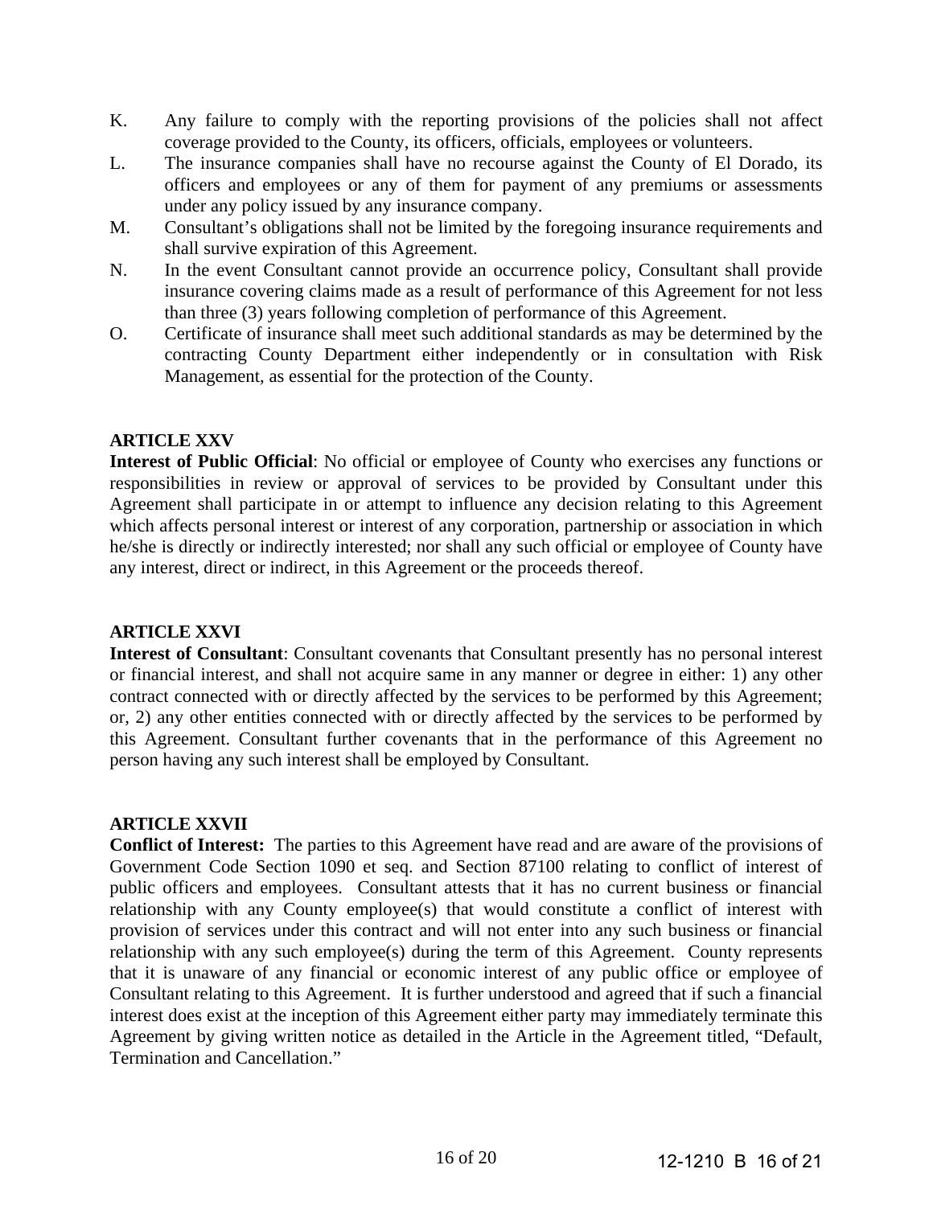K. Any failure to comply with the reporting provisions of the policies shall not affect coverage provided to the County, its officers, officials, employees or volunteers.

L. The insurance companies shall have no recourse against the County of El Dorado, its officers and employees or any of them for payment of any premiums or assessments under any policy issued by any insurance company.

M. Consultant's obligations shall not be limited by the foregoing insurance requirements and shall survive expiration of this Agreement.

N. In the event Consultant cannot provide an occurrence policy, Consultant shall provide insurance covering claims made as a result of performance of this Agreement for not less than three (3) years following completion of performance of this Agreement.

O. Certificate of insurance shall meet such additional standards as may be determined by the contracting County Department either independently or in consultation with Risk Management, as essential for the protection of the County.

**ARTICLE XXV**

**Interest of Public Official**: No official or employee of County who exercises any functions or responsibilities in review or approval of services to be provided by Consultant under this Agreement shall participate in or attempt to influence any decision relating to this Agreement which affects personal interest or interest of any corporation, partnership or association in which he/she is directly or indirectly interested; nor shall any such official or employee of County have any interest, direct or indirect, in this Agreement or the proceeds thereof.

**ARTICLE XXVI**

**Interest of Consultant**: Consultant covenants that Consultant presently has no personal interest or financial interest, and shall not acquire same in any manner or degree in either: 1) any other contract connected with or directly affected by the services to be performed by this Agreement; or, 2) any other entities connected with or directly affected by the services to be performed by this Agreement. Consultant further covenants that in the performance of this Agreement no person having any such interest shall be employed by Consultant.

**ARTICLE XXVII**

**Conflict of Interest:** The parties to this Agreement have read and are aware of the provisions of Government Code Section 1090 et seq. and Section 87100 relating to conflict of interest of public officers and employees. Consultant attests that it has no current business or financial relationship with any County employee(s) that would constitute a conflict of interest with provision of services under this contract and will not enter into any such business or financial relationship with any such employee(s) during the term of this Agreement. County represents that it is unaware of any financial or economic interest of any public office or employee of Consultant relating to this Agreement. It is further understood and agreed that if such a financial interest does exist at the inception of this Agreement either party may immediately terminate this Agreement by giving written notice as detailed in the Article in the Agreement titled, "Default, Termination and Cancellation."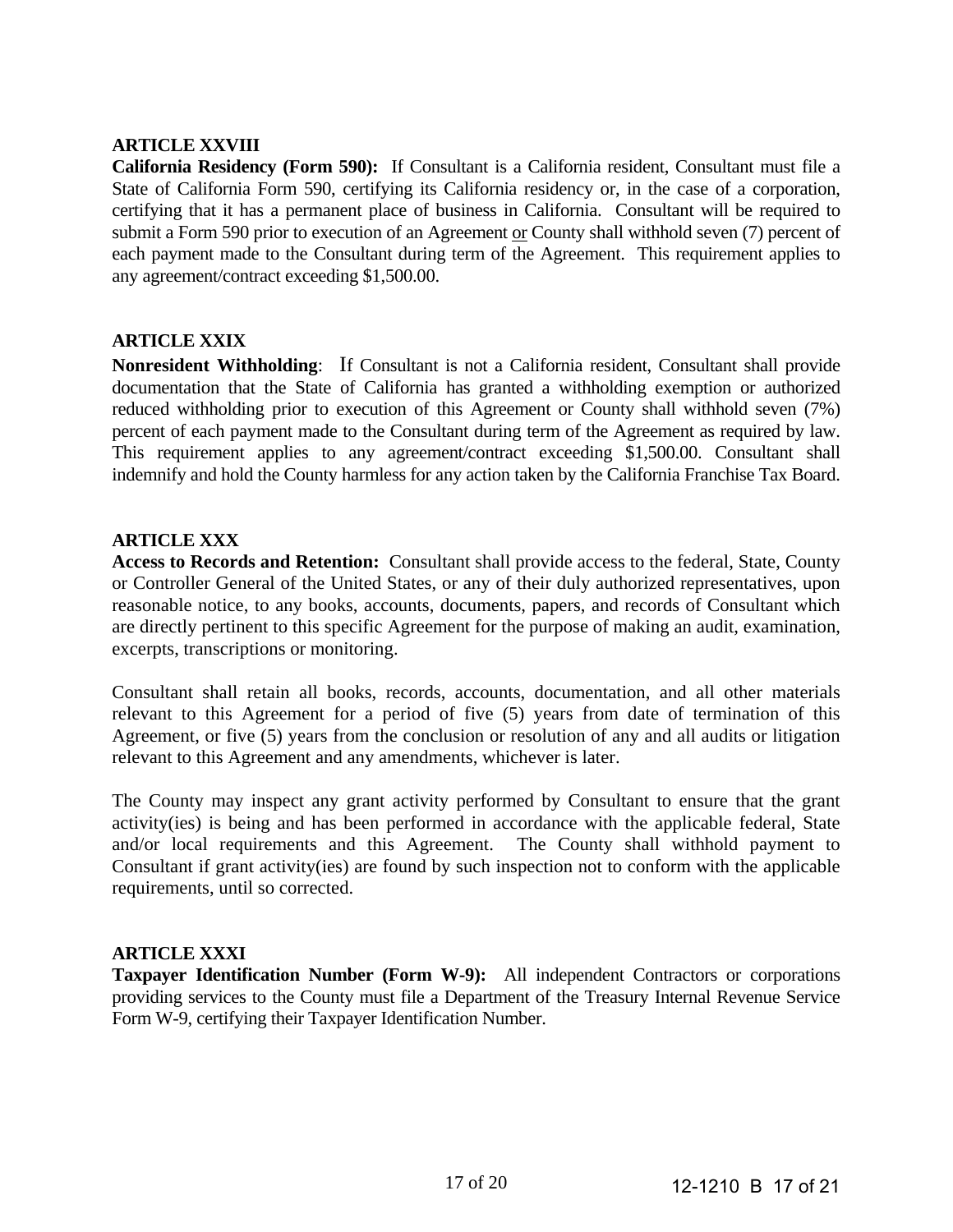**ARTICLE XXVIII**

**California Residency (Form 590):** If Consultant is a California resident, Consultant must file a State of California Form 590, certifying its California residency or, in the case of a corporation, certifying that it has a permanent place of business in California. Consultant will be required to submit a Form 590 prior to execution of an Agreement or County shall withhold seven (7) percent of each payment made to the Consultant during term of the Agreement. This requirement applies to any agreement/contract exceeding $1,500.00.

**ARTICLE XXIX**

**Nonresident Withholding**: If Consultant is not a California resident, Consultant shall provide documentation that the State of California has granted a withholding exemption or authorized reduced withholding prior to execution of this Agreement or County shall withhold seven (7%) percent of each payment made to the Consultant during term of the Agreement as required by law. This requirement applies to any agreement/contract exceeding $1,500.00. Consultant shall indemnify and hold the County harmless for any action taken by the California Franchise Tax Board.

**ARTICLE XXX**

**Access to Records and Retention:** Consultant shall provide access to the federal, State, County or Controller General of the United States, or any of their duly authorized representatives, upon reasonable notice, to any books, accounts, documents, papers, and records of Consultant which are directly pertinent to this specific Agreement for the purpose of making an audit, examination, excerpts, transcriptions or monitoring.

Consultant shall retain all books, records, accounts, documentation, and all other materials relevant to this Agreement for a period of five (5) years from date of termination of this Agreement, or five (5) years from the conclusion or resolution of any and all audits or litigation relevant to this Agreement and any amendments, whichever is later.

The County may inspect any grant activity performed by Consultant to ensure that the grant activity(ies) is being and has been performed in accordance with the applicable federal, State and/or local requirements and this Agreement. The County shall withhold payment to Consultant if grant activity(ies) are found by such inspection not to conform with the applicable requirements, until so corrected.

**ARTICLE XXXI**

**Taxpayer Identification Number (Form W-9):** All independent Contractors or corporations providing services to the County must file a Department of the Treasury Internal Revenue Service Form W-9, certifying their Taxpayer Identification Number.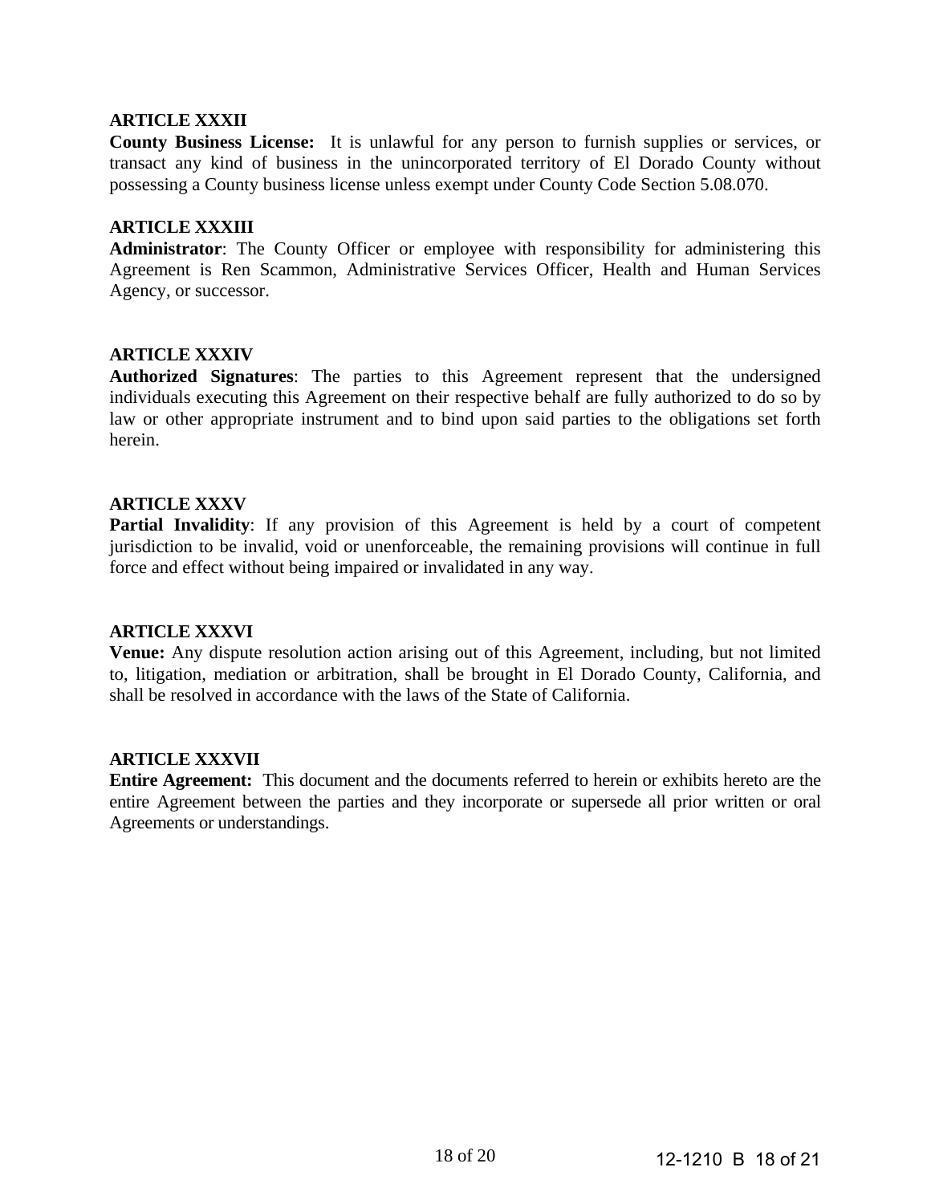**ARTICLE XXXII**

**County Business License:** It is unlawful for any person to furnish supplies or services, or transact any kind of business in the unincorporated territory of El Dorado County without possessing a County business license unless exempt under County Code Section 5.08.070.

**ARTICLE XXXIII**

**Administrator**: The County Officer or employee with responsibility for administering this Agreement is Ren Scammon, Administrative Services Officer, Health and Human Services Agency, or successor.

**ARTICLE XXXIV**

**Authorized Signatures**: The parties to this Agreement represent that the undersigned individuals executing this Agreement on their respective behalf are fully authorized to do so by law or other appropriate instrument and to bind upon said parties to the obligations set forth herein.

**ARTICLE XXXV**

**Partial Invalidity**: If any provision of this Agreement is held by a court of competent jurisdiction to be invalid, void or unenforceable, the remaining provisions will continue in full force and effect without being impaired or invalidated in any way.

**ARTICLE XXXVI**

**Venue:** Any dispute resolution action arising out of this Agreement, including, but not limited to, litigation, mediation or arbitration, shall be brought in El Dorado County, California, and shall be resolved in accordance with the laws of the State of California.

**ARTICLE XXXVII**

**Entire Agreement:** This document and the documents referred to herein or exhibits hereto are the entire Agreement between the parties and they incorporate or supersede all prior written or oral Agreements or understandings.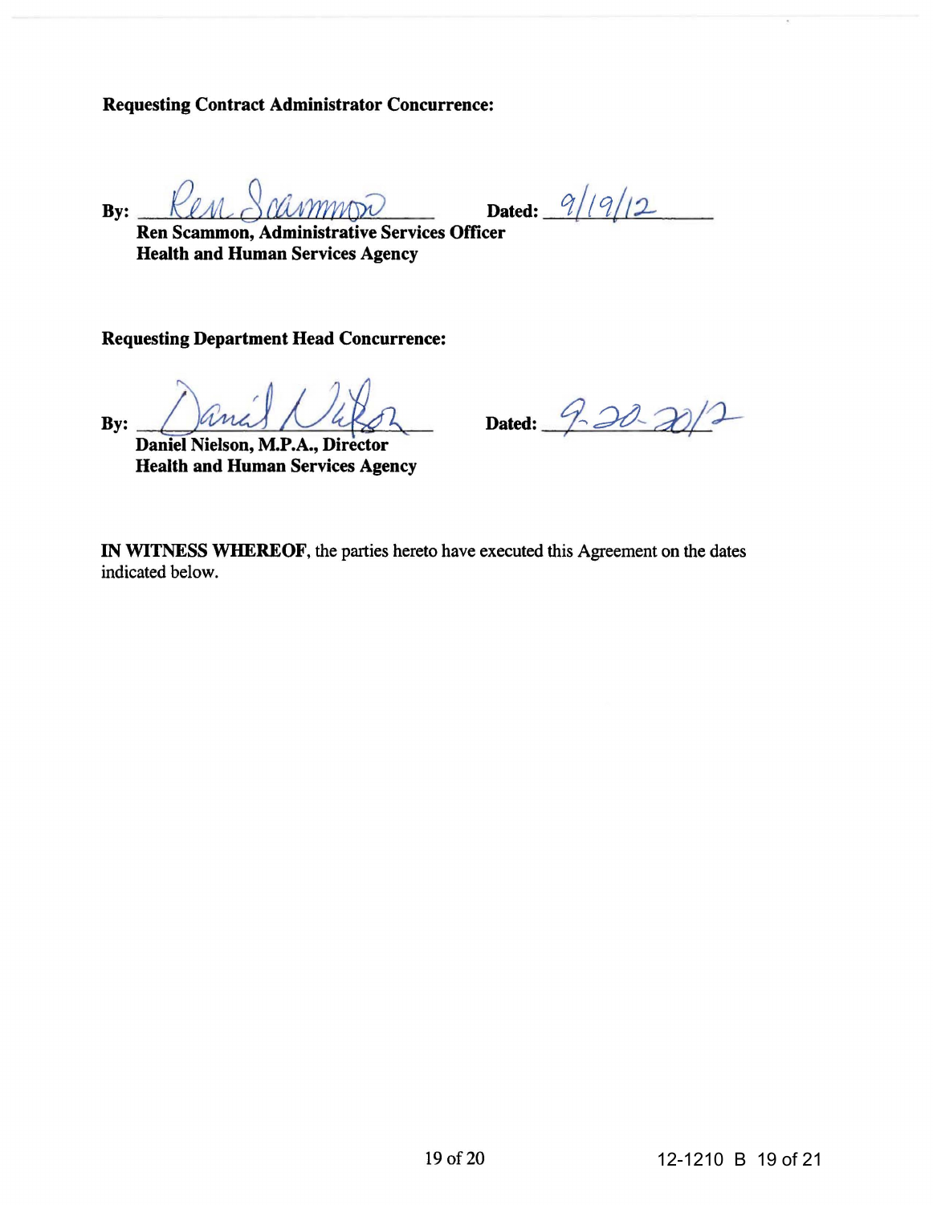**Requesting Contract Administrator Concurrence:**

By: _Ren Scammon_ Dated: _9/19/12_

**Ren Scammon, Administrative Services Officer**
**Health and Human Services Agency**

**Requesting Department Head Concurrence:**

By: _Daniel Nielson_ Dated: _9-20-2012_

**Daniel Nielson, M.P.A., Director**
**Health and Human Services Agency**

**IN WITNESS WHEREOF**, the parties hereto have executed this Agreement on the dates indicated below.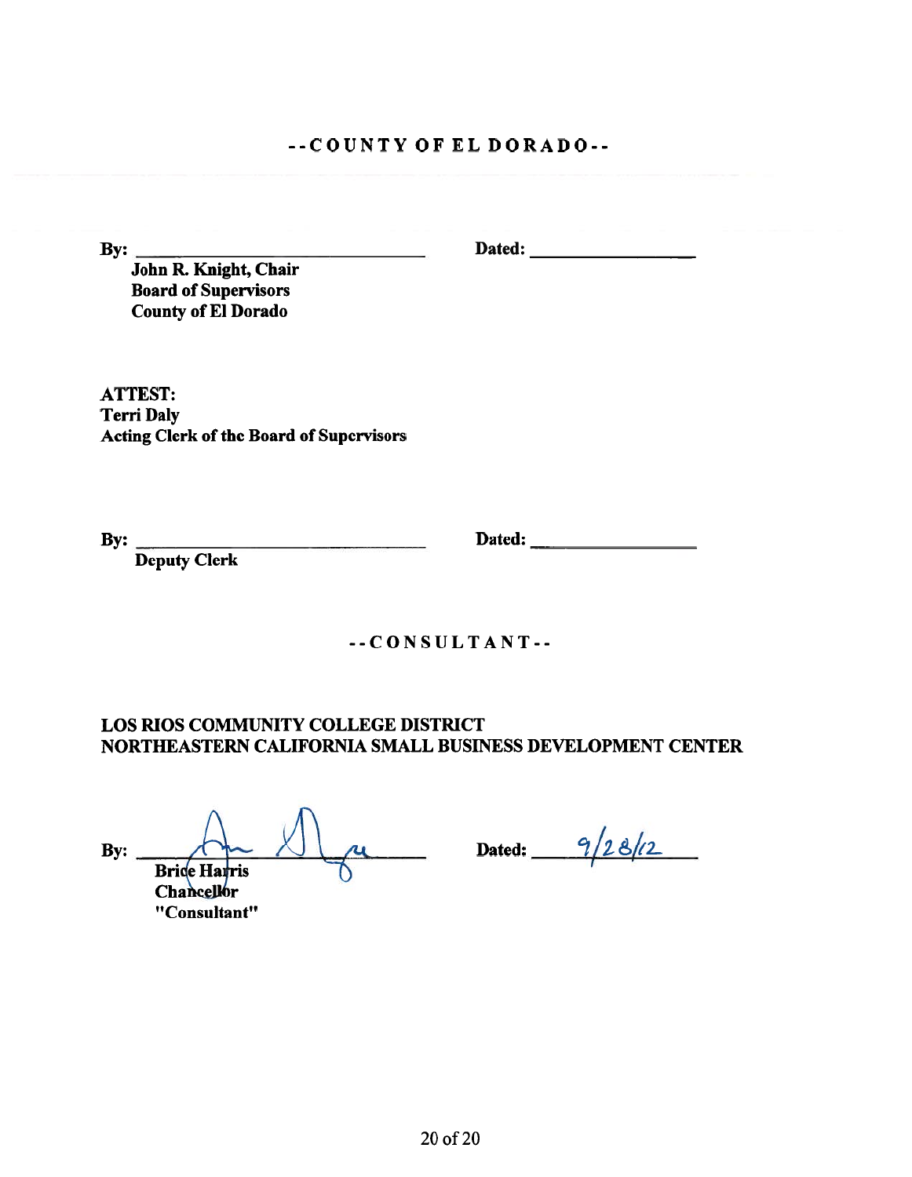## --COUNTY OF EL DORADO--

By: ______________________________ Dated: ________________

**John R. Knight, Chair**
**Board of Supervisors**
**County of El Dorado**

**ATTEST:**
**Terri Daly**
**Acting Clerk of the Board of Supervisors**

By: ______________________________ Dated: ________________

**Deputy Clerk**

## --CONSULTANT--

**LOS RIOS COMMUNITY COLLEGE DISTRICT**
**NORTHEASTERN CALIFORNIA SMALL BUSINESS DEVELOPMENT CENTER**

By: ______________________________ Dated: 9/28/12

**Brice Harris**
**Chancellor**
**"Consultant"**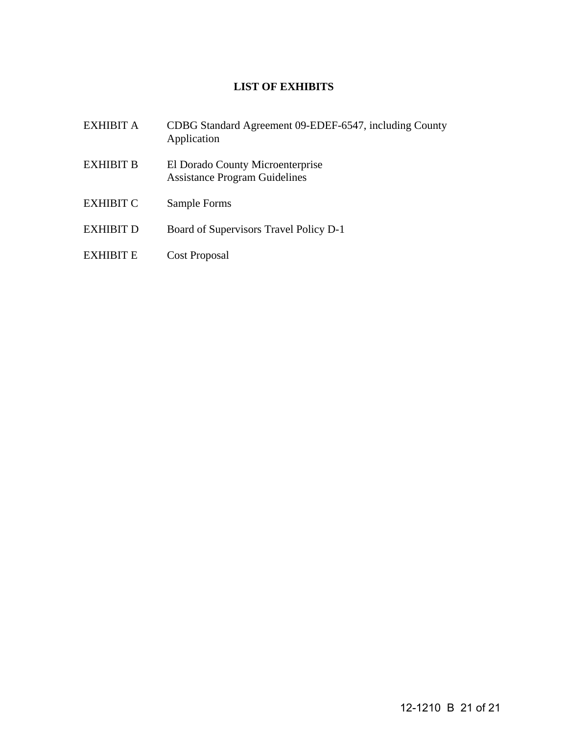## LIST OF EXHIBITS

| | |
|---|---|
| EXHIBIT A | CDBG Standard Agreement 09-EDEF-6547, including County Application |
| EXHIBIT B | El Dorado County Microenterprise Assistance Program Guidelines |
| EXHIBIT C | Sample Forms |
| EXHIBIT D | Board of Supervisors Travel Policy D-1 |
| EXHIBIT E | Cost Proposal |